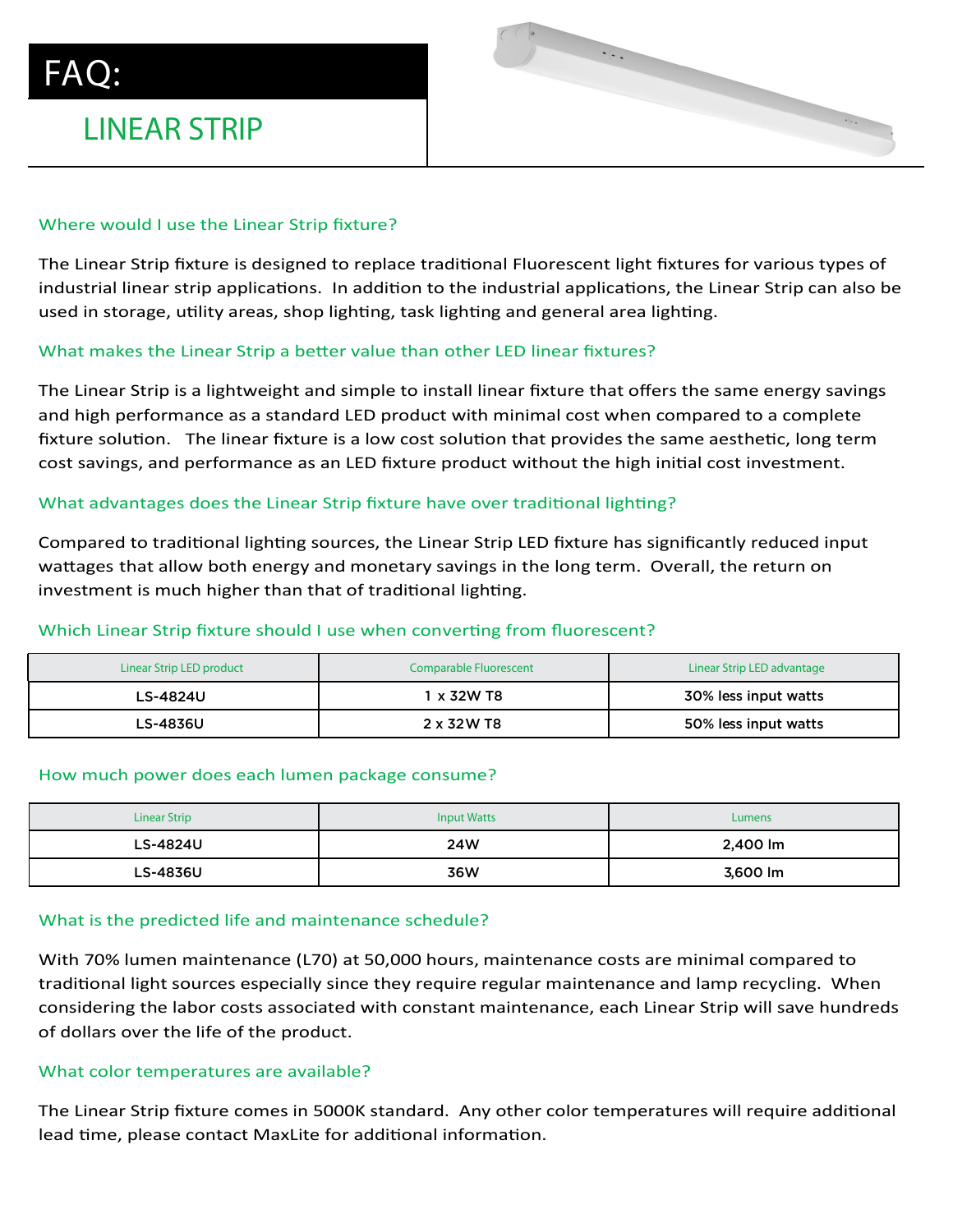# FAQ:

## LINEAR STRIP

### Where would I use the Linear Strip fixture?

The Linear Strip fixture is designed to replace traditional Fluorescent light fixtures for various types of industrial linear strip applications. In addition to the industrial applications, the Linear Strip can also be used in storage, utility areas, shop lighting, task lighting and general area lighting.

### What makes the Linear Strip a better value than other LED linear fixtures?

The Linear Strip is a lightweight and simple to install linear fixture that offers the same energy savings and high performance as a standard LED product with minimal cost when compared to a complete fixture solution. The linear fixture is a low cost solution that provides the same aesthetic, long term cost savings, and performance as an LED fixture product without the high initial cost investment.

### What advantages does the Linear Strip fixture have over traditional lighting?

Compared to traditional lighting sources, the Linear Strip LED fixture has significantly reduced input wattages that allow both energy and monetary savings in the long term. Overall, the return on investment is much higher than that of traditional lighting.

### Which Linear Strip fixture should I use when converting from fluorescent?

| Linear Strip LED product | Comparable Fluorescent | Linear Strip LED advantage |
| --- | --- | --- |
| LS-4824U | 1 x 32W T8 | 30% less input watts |
| LS-4836U | 2 x 32W T8 | 50% less input watts |

### How much power does each lumen package consume?

| Linear Strip | Input Watts | Lumens |
| --- | --- | --- |
| LS-4824U | 24W | 2,400 lm |
| LS-4836U | 36W | 3,600 lm |

### What is the predicted life and maintenance schedule?

With 70% lumen maintenance (L70) at 50,000 hours, maintenance costs are minimal compared to traditional light sources especially since they require regular maintenance and lamp recycling. When considering the labor costs associated with constant maintenance, each Linear Strip will save hundreds of dollars over the life of the product.

### What color temperatures are available?

The Linear Strip fixture comes in 5000K standard. Any other color temperatures will require additional lead time, please contact MaxLite for additional information.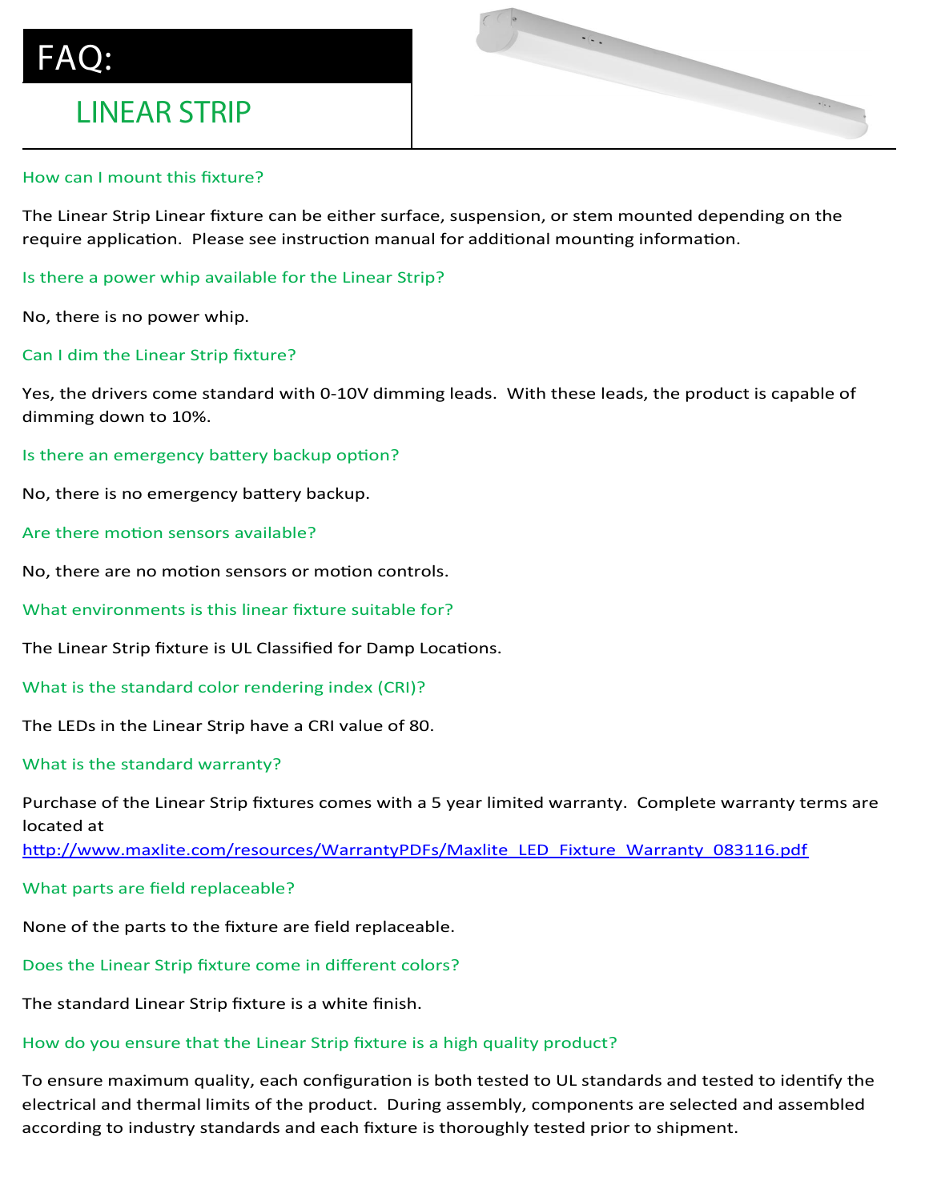# FAQ:

## LINEAR STRIP

### How can I mount this fixture?

The Linear Strip Linear fixture can be either surface, suspension, or stem mounted depending on the require application. Please see instruction manual for additional mounting information.

### Is there a power whip available for the Linear Strip?

No, there is no power whip.

### Can I dim the Linear Strip fixture?

Yes, the drivers come standard with 0-10V dimming leads. With these leads, the product is capable of dimming down to 10%.

### Is there an emergency battery backup option?

No, there is no emergency battery backup.

### Are there motion sensors available?

No, there are no motion sensors or motion controls.

### What environments is this linear fixture suitable for?

The Linear Strip fixture is UL Classified for Damp Locations.

### What is the standard color rendering index (CRI)?

The LEDs in the Linear Strip have a CRI value of 80.

### What is the standard warranty?

Purchase of the Linear Strip fixtures comes with a 5 year limited warranty. Complete warranty terms are located at
http://www.maxlite.com/resources/WarrantyPDFs/Maxlite_LED_Fixture_Warranty_083116.pdf

### What parts are field replaceable?

None of the parts to the fixture are field replaceable.

### Does the Linear Strip fixture come in different colors?

The standard Linear Strip fixture is a white finish.

### How do you ensure that the Linear Strip fixture is a high quality product?

To ensure maximum quality, each configuration is both tested to UL standards and tested to identify the electrical and thermal limits of the product. During assembly, components are selected and assembled according to industry standards and each fixture is thoroughly tested prior to shipment.